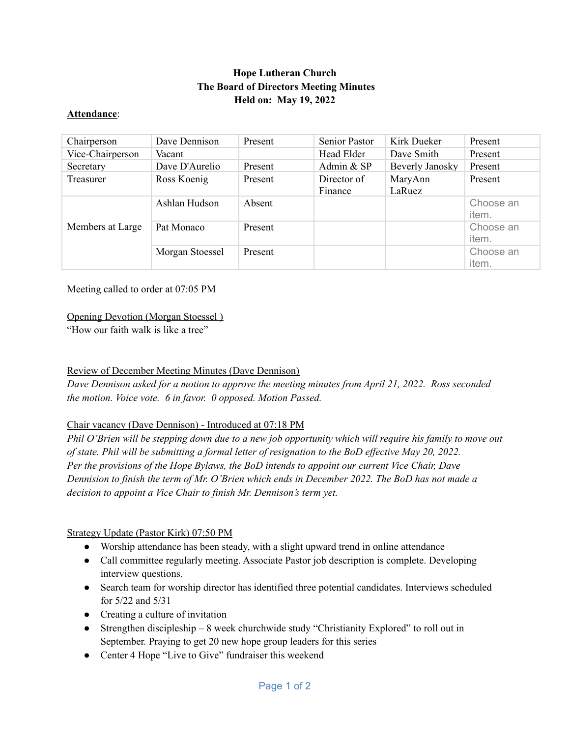**Hope Lutheran Church**
**The Board of Directors Meeting Minutes**
**Held on: May 19, 2022**

**Attendance**:

| | | | | | |
|---|---|---|---|---|---|
| Chairperson | Dave Dennison | Present | Senior Pastor | Kirk Dueker | Present |
| Vice-Chairperson | Vacant | | Head Elder | Dave Smith | Present |
| Secretary | Dave D'Aurelio | Present | Admin & SP | Beverly Janosky | Present |
| Treasurer | Ross Koenig | Present | Director of Finance | MaryAnn LaRuez | Present |
| Members at Large | Ashlan Hudson | Absent | | | Choose an item. |
| | Pat Monaco | Present | | | Choose an item. |
| | Morgan Stoessel | Present | | | Choose an item. |

Meeting called to order at 07:05 PM

Opening Devotion (Morgan Stoessel )
"How our faith walk is like a tree"

Review of December Meeting Minutes (Dave Dennison)
*Dave Dennison asked for a motion to approve the meeting minutes from April 21, 2022. Ross seconded the motion. Voice vote. 6 in favor. 0 opposed. Motion Passed.*

Chair vacancy (Dave Dennison) - Introduced at 07:18 PM
*Phil O'Brien will be stepping down due to a new job opportunity which will require his family to move out of state. Phil will be submitting a formal letter of resignation to the BoD effective May 20, 2022. Per the provisions of the Hope Bylaws, the BoD intends to appoint our current Vice Chair, Dave Dennision to finish the term of Mr. O'Brien which ends in December 2022. The BoD has not made a decision to appoint a Vice Chair to finish Mr. Dennison's term yet.*

Strategy Update (Pastor Kirk) 07:50 PM

- Worship attendance has been steady, with a slight upward trend in online attendance
- Call committee regularly meeting. Associate Pastor job description is complete. Developing interview questions.
- Search team for worship director has identified three potential candidates. Interviews scheduled for 5/22 and 5/31
- Creating a culture of invitation
- Strengthen discipleship – 8 week churchwide study "Christianity Explored" to roll out in September. Praying to get 20 new hope group leaders for this series
- Center 4 Hope "Live to Give" fundraiser this weekend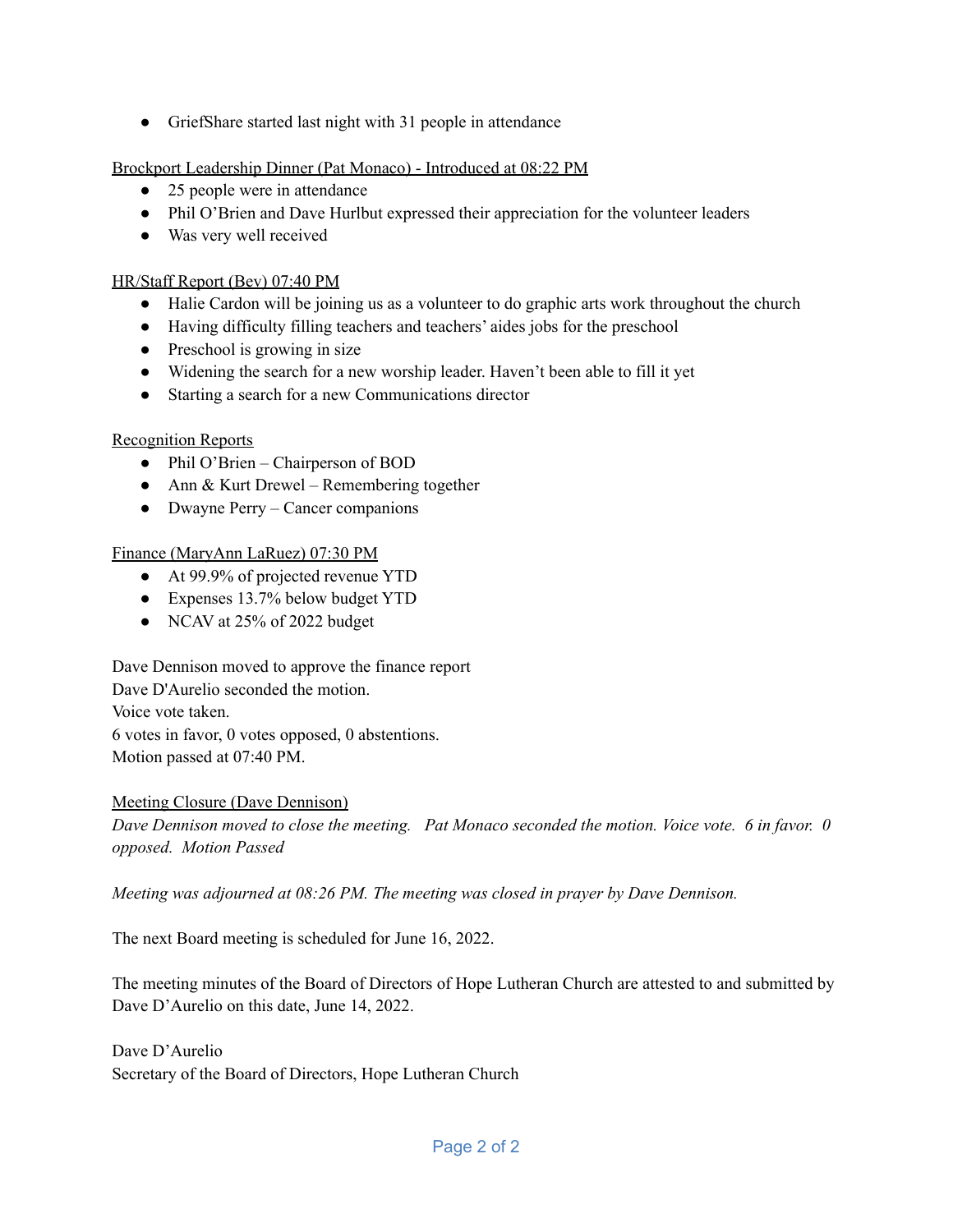- GriefShare started last night with 31 people in attendance

<u>Brockport Leadership Dinner (Pat Monaco) - Introduced at 08:22 PM</u>

- 25 people were in attendance
- Phil O'Brien and Dave Hurlbut expressed their appreciation for the volunteer leaders
- Was very well received

<u>HR/Staff Report (Bev) 07:40 PM</u>

- Halie Cardon will be joining us as a volunteer to do graphic arts work throughout the church
- Having difficulty filling teachers and teachers' aides jobs for the preschool
- Preschool is growing in size
- Widening the search for a new worship leader. Haven't been able to fill it yet
- Starting a search for a new Communications director

<u>Recognition Reports</u>

- Phil O'Brien – Chairperson of BOD
- Ann & Kurt Drewel – Remembering together
- Dwayne Perry – Cancer companions

<u>Finance (MaryAnn LaRuez) 07:30 PM</u>

- At 99.9% of projected revenue YTD
- Expenses 13.7% below budget YTD
- NCAV at 25% of 2022 budget

Dave Dennison moved to approve the finance report
Dave D'Aurelio seconded the motion.
Voice vote taken.
6 votes in favor, 0 votes opposed, 0 abstentions.
Motion passed at 07:40 PM.

<u>Meeting Closure (Dave Dennison)</u>

*Dave Dennison moved to close the meeting. Pat Monaco seconded the motion. Voice vote. 6 in favor. 0 opposed. Motion Passed*

*Meeting was adjourned at 08:26 PM. The meeting was closed in prayer by Dave Dennison.*

The next Board meeting is scheduled for June 16, 2022.

The meeting minutes of the Board of Directors of Hope Lutheran Church are attested to and submitted by Dave D'Aurelio on this date, June 14, 2022.

Dave D'Aurelio
Secretary of the Board of Directors, Hope Lutheran Church